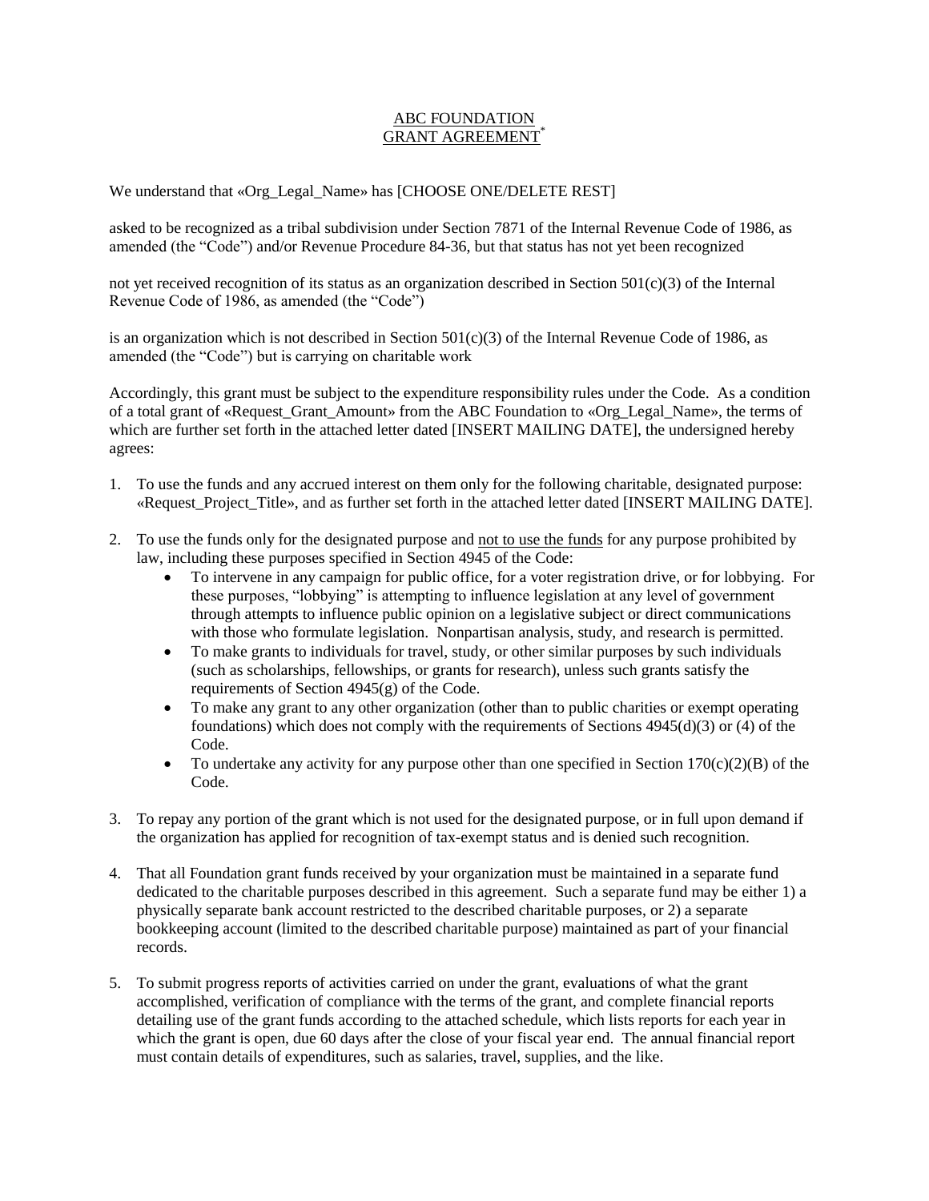ABC FOUNDATION
GRANT AGREEMENT*

We understand that «Org_Legal_Name» has [CHOOSE ONE/DELETE REST]

asked to be recognized as a tribal subdivision under Section 7871 of the Internal Revenue Code of 1986, as amended (the "Code") and/or Revenue Procedure 84-36, but that status has not yet been recognized

not yet received recognition of its status as an organization described in Section 501(c)(3) of the Internal Revenue Code of 1986, as amended (the "Code")

is an organization which is not described in Section 501(c)(3) of the Internal Revenue Code of 1986, as amended (the "Code") but is carrying on charitable work

Accordingly, this grant must be subject to the expenditure responsibility rules under the Code. As a condition of a total grant of «Request_Grant_Amount» from the ABC Foundation to «Org_Legal_Name», the terms of which are further set forth in the attached letter dated [INSERT MAILING DATE], the undersigned hereby agrees:

1. To use the funds and any accrued interest on them only for the following charitable, designated purpose: «Request_Project_Title», and as further set forth in the attached letter dated [INSERT MAILING DATE].

2. To use the funds only for the designated purpose and not to use the funds for any purpose prohibited by law, including these purposes specified in Section 4945 of the Code:
   - To intervene in any campaign for public office, for a voter registration drive, or for lobbying. For these purposes, "lobbying" is attempting to influence legislation at any level of government through attempts to influence public opinion on a legislative subject or direct communications with those who formulate legislation. Nonpartisan analysis, study, and research is permitted.
   - To make grants to individuals for travel, study, or other similar purposes by such individuals (such as scholarships, fellowships, or grants for research), unless such grants satisfy the requirements of Section 4945(g) of the Code.
   - To make any grant to any other organization (other than to public charities or exempt operating foundations) which does not comply with the requirements of Sections 4945(d)(3) or (4) of the Code.
   - To undertake any activity for any purpose other than one specified in Section 170(c)(2)(B) of the Code.

3. To repay any portion of the grant which is not used for the designated purpose, or in full upon demand if the organization has applied for recognition of tax-exempt status and is denied such recognition.

4. That all Foundation grant funds received by your organization must be maintained in a separate fund dedicated to the charitable purposes described in this agreement. Such a separate fund may be either 1) a physically separate bank account restricted to the described charitable purposes, or 2) a separate bookkeeping account (limited to the described charitable purpose) maintained as part of your financial records.

5. To submit progress reports of activities carried on under the grant, evaluations of what the grant accomplished, verification of compliance with the terms of the grant, and complete financial reports detailing use of the grant funds according to the attached schedule, which lists reports for each year in which the grant is open, due 60 days after the close of your fiscal year end. The annual financial report must contain details of expenditures, such as salaries, travel, supplies, and the like.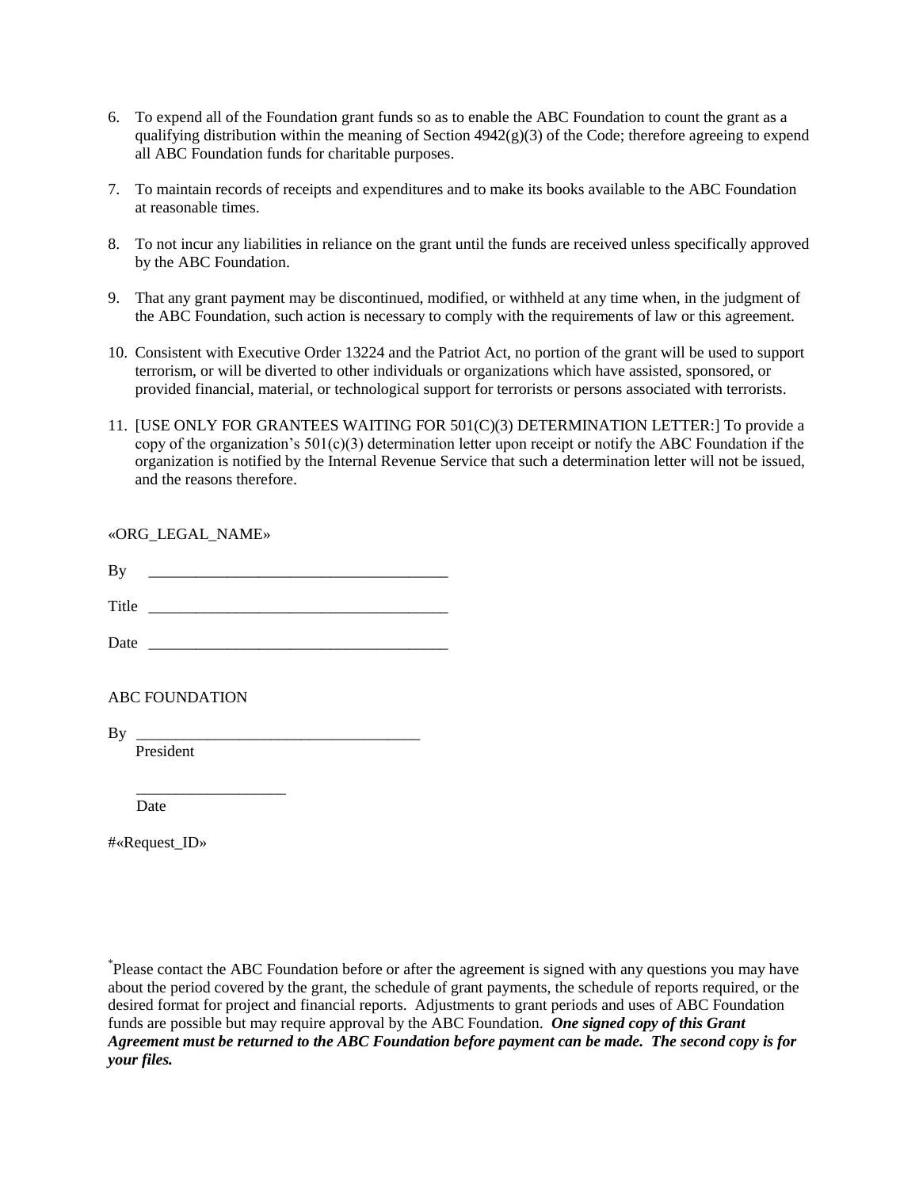6. To expend all of the Foundation grant funds so as to enable the ABC Foundation to count the grant as a qualifying distribution within the meaning of Section 4942(g)(3) of the Code; therefore agreeing to expend all ABC Foundation funds for charitable purposes.

7. To maintain records of receipts and expenditures and to make its books available to the ABC Foundation at reasonable times.

8. To not incur any liabilities in reliance on the grant until the funds are received unless specifically approved by the ABC Foundation.

9. That any grant payment may be discontinued, modified, or withheld at any time when, in the judgment of the ABC Foundation, such action is necessary to comply with the requirements of law or this agreement.

10. Consistent with Executive Order 13224 and the Patriot Act, no portion of the grant will be used to support terrorism, or will be diverted to other individuals or organizations which have assisted, sponsored, or provided financial, material, or technological support for terrorists or persons associated with terrorists.

11. [USE ONLY FOR GRANTEES WAITING FOR 501(C)(3) DETERMINATION LETTER:] To provide a copy of the organization's 501(c)(3) determination letter upon receipt or notify the ABC Foundation if the organization is notified by the Internal Revenue Service that such a determination letter will not be issued, and the reasons therefore.

«ORG_LEGAL_NAME»

By ______________________________________

Title ______________________________________

Date ______________________________________

ABC FOUNDATION

By ____________________________________
President

___________________
Date

#«Request_ID»

*Please contact the ABC Foundation before or after the agreement is signed with any questions you may have about the period covered by the grant, the schedule of grant payments, the schedule of reports required, or the desired format for project and financial reports. Adjustments to grant periods and uses of ABC Foundation funds are possible but may require approval by the ABC Foundation. ***One signed copy of this Grant Agreement must be returned to the ABC Foundation before payment can be made. The second copy is for your files.***